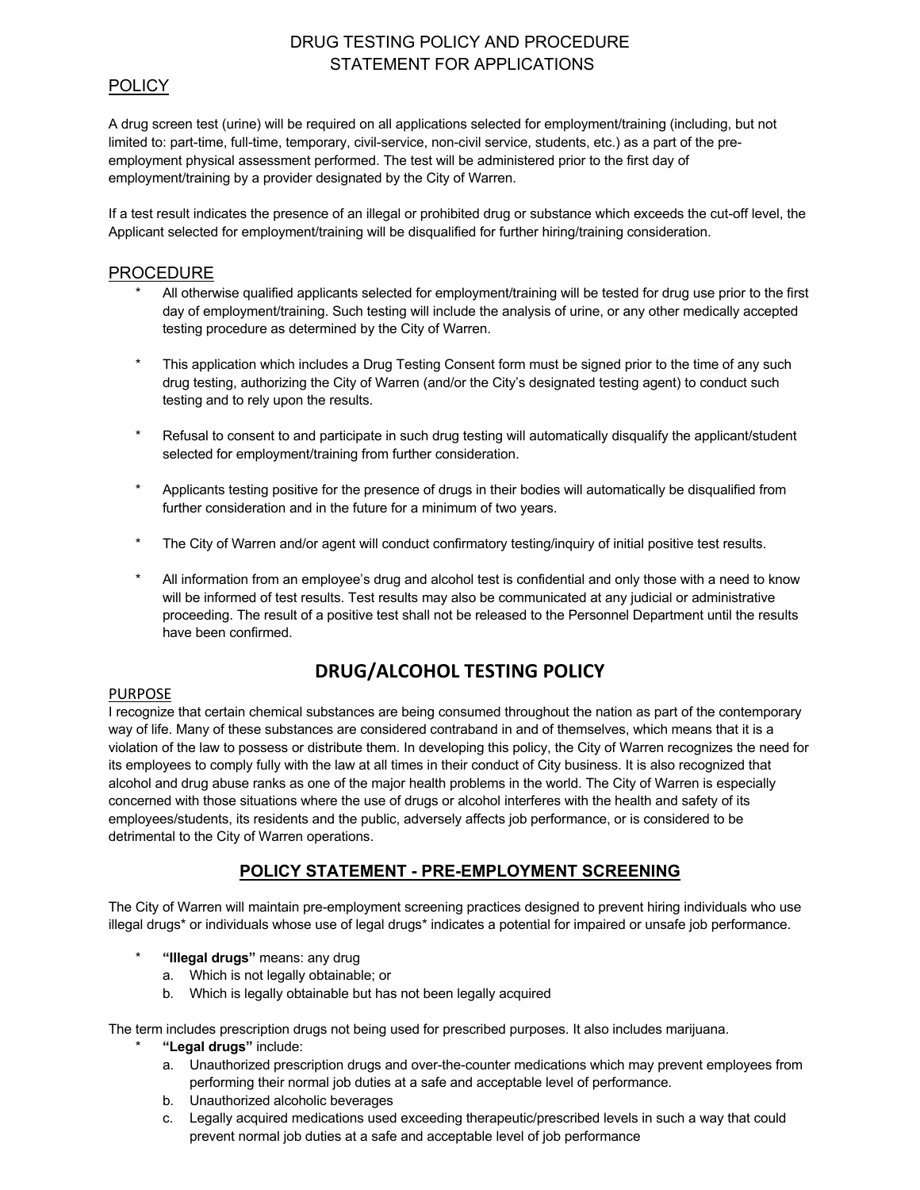# DRUG TESTING POLICY AND PROCEDURE STATEMENT FOR APPLICATIONS

## POLICY

A drug screen test (urine) will be required on all applications selected for employment/training (including, but not limited to: part-time, full-time, temporary, civil-service, non-civil service, students, etc.) as a part of the pre-employment physical assessment performed. The test will be administered prior to the first day of employment/training by a provider designated by the City of Warren.

If a test result indicates the presence of an illegal or prohibited drug or substance which exceeds the cut-off level, the Applicant selected for employment/training will be disqualified for further hiring/training consideration.

## PROCEDURE

* All otherwise qualified applicants selected for employment/training will be tested for drug use prior to the first day of employment/training. Such testing will include the analysis of urine, or any other medically accepted testing procedure as determined by the City of Warren.

* This application which includes a Drug Testing Consent form must be signed prior to the time of any such drug testing, authorizing the City of Warren (and/or the City's designated testing agent) to conduct such testing and to rely upon the results.

* Refusal to consent to and participate in such drug testing will automatically disqualify the applicant/student selected for employment/training from further consideration.

* Applicants testing positive for the presence of drugs in their bodies will automatically be disqualified from further consideration and in the future for a minimum of two years.

* The City of Warren and/or agent will conduct confirmatory testing/inquiry of initial positive test results.

* All information from an employee's drug and alcohol test is confidential and only those with a need to know will be informed of test results. Test results may also be communicated at any judicial or administrative proceeding. The result of a positive test shall not be released to the Personnel Department until the results have been confirmed.

# DRUG/ALCOHOL TESTING POLICY

## PURPOSE

I recognize that certain chemical substances are being consumed throughout the nation as part of the contemporary way of life. Many of these substances are considered contraband in and of themselves, which means that it is a violation of the law to possess or distribute them. In developing this policy, the City of Warren recognizes the need for its employees to comply fully with the law at all times in their conduct of City business. It is also recognized that alcohol and drug abuse ranks as one of the major health problems in the world. The City of Warren is especially concerned with those situations where the use of drugs or alcohol interferes with the health and safety of its employees/students, its residents and the public, adversely affects job performance, or is considered to be detrimental to the City of Warren operations.

## POLICY STATEMENT - PRE-EMPLOYMENT SCREENING

The City of Warren will maintain pre-employment screening practices designed to prevent hiring individuals who use illegal drugs* or individuals whose use of legal drugs* indicates a potential for impaired or unsafe job performance.

* **"Illegal drugs"** means: any drug
  a. Which is not legally obtainable; or
  b. Which is legally obtainable but has not been legally acquired

The term includes prescription drugs not being used for prescribed purposes. It also includes marijuana.

* **"Legal drugs"** include:
  a. Unauthorized prescription drugs and over-the-counter medications which may prevent employees from performing their normal job duties at a safe and acceptable level of performance.
  b. Unauthorized alcoholic beverages
  c. Legally acquired medications used exceeding therapeutic/prescribed levels in such a way that could prevent normal job duties at a safe and acceptable level of job performance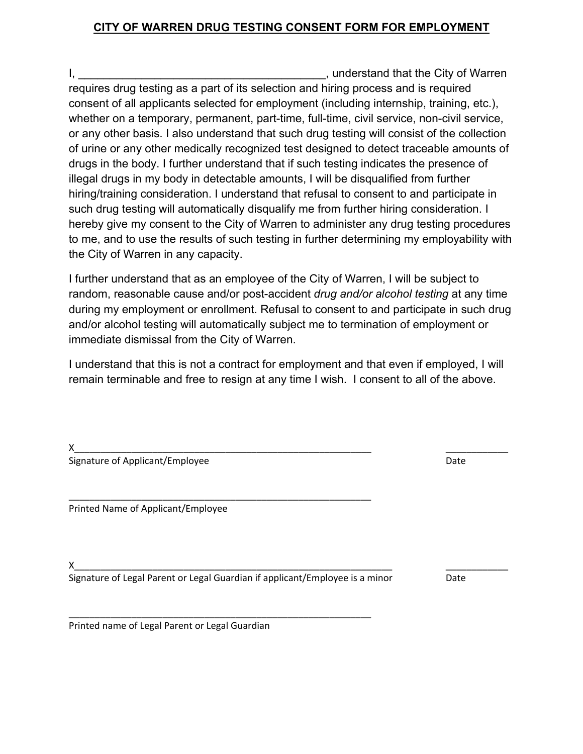## **CITY OF WARREN DRUG TESTING CONSENT FORM FOR EMPLOYMENT**

I, ________________________________________, understand that the City of Warren requires drug testing as a part of its selection and hiring process and is required consent of all applicants selected for employment (including internship, training, etc.), whether on a temporary, permanent, part-time, full-time, civil service, non-civil service, or any other basis. I also understand that such drug testing will consist of the collection of urine or any other medically recognized test designed to detect traceable amounts of drugs in the body. I further understand that if such testing indicates the presence of illegal drugs in my body in detectable amounts, I will be disqualified from further hiring/training consideration. I understand that refusal to consent to and participate in such drug testing will automatically disqualify me from further hiring consideration. I hereby give my consent to the City of Warren to administer any drug testing procedures to me, and to use the results of such testing in further determining my employability with the City of Warren in any capacity.

I further understand that as an employee of the City of Warren, I will be subject to random, reasonable cause and/or post-accident *drug and/or alcohol testing* at any time during my employment or enrollment. Refusal to consent to and participate in such drug and/or alcohol testing will automatically subject me to termination of employment or immediate dismissal from the City of Warren.

I understand that this is not a contract for employment and that even if employed, I will remain terminable and free to resign at any time I wish. I consent to all of the above.

X______________________________________________________ ___________
Signature of Applicant/Employee Date

______________________________________________________
Printed Name of Applicant/Employee

X__________________________________________________________ ___________
Signature of Legal Parent or Legal Guardian if applicant/Employee is a minor Date

______________________________________________________
Printed name of Legal Parent or Legal Guardian